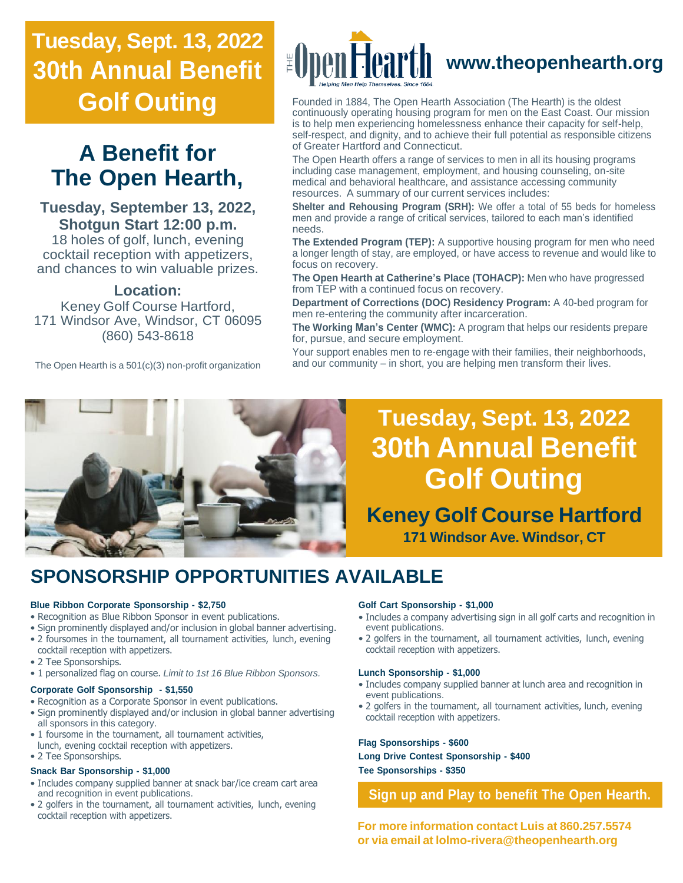# Tuesday, Sept. 13, 2022
# 30th Annual Benefit Golf Outing

## A Benefit for The Open Hearth,

**Tuesday, September 13, 2022,**
**Shotgun Start 12:00 p.m.**

18 holes of golf, lunch, evening cocktail reception with appetizers, and chances to win valuable prizes.

**Location:**

Keney Golf Course Hartford,
171 Windsor Ave, Windsor, CT 06095
(860) 543-8618

The Open Hearth is a 501(c)(3) non-profit organization

THE Open Hearth
*Helping Men Help Themselves. Since 1884*

**www.theopenhearth.org**

Founded in 1884, The Open Hearth Association (The Hearth) is the oldest continuously operating housing program for men on the East Coast. Our mission is to help men experiencing homelessness enhance their capacity for self-help, self-respect, and dignity, and to achieve their full potential as responsible citizens of Greater Hartford and Connecticut.

The Open Hearth offers a range of services to men in all its housing programs including case management, employment, and housing counseling, on-site medical and behavioral healthcare, and assistance accessing community resources. A summary of our current services includes:

**Shelter and Rehousing Program (SRH):** We offer a total of 55 beds for homeless men and provide a range of critical services, tailored to each man's identified needs.

**The Extended Program (TEP):** A supportive housing program for men who need a longer length of stay, are employed, or have access to revenue and would like to focus on recovery.

**The Open Hearth at Catherine's Place (TOHACP):** Men who have progressed from TEP with a continued focus on recovery.

**Department of Corrections (DOC) Residency Program:** A 40-bed program for men re-entering the community after incarceration.

**The Working Man's Center (WMC):** A program that helps our residents prepare for, pursue, and secure employment.

Your support enables men to re-engage with their families, their neighborhoods, and our community – in short, you are helping men transform their lives.

# Tuesday, Sept. 13, 2022
# 30th Annual Benefit Golf Outing

## Keney Golf Course Hartford

**171 Windsor Ave. Windsor, CT**

## SPONSORSHIP OPPORTUNITIES AVAILABLE

**Blue Ribbon Corporate Sponsorship - $2,750**
- Recognition as Blue Ribbon Sponsor in event publications.
- Sign prominently displayed and/or inclusion in global banner advertising.
- 2 foursomes in the tournament, all tournament activities, lunch, evening cocktail reception with appetizers.
- 2 Tee Sponsorships.
- 1 personalized flag on course. *Limit to 1st 16 Blue Ribbon Sponsors.*

**Corporate Golf Sponsorship - $1,550**
- Recognition as a Corporate Sponsor in event publications.
- Sign prominently displayed and/or inclusion in global banner advertising all sponsors in this category.
- 1 foursome in the tournament, all tournament activities, lunch, evening cocktail reception with appetizers.
- 2 Tee Sponsorships.

**Snack Bar Sponsorship - $1,000**
- Includes company supplied banner at snack bar/ice cream cart area and recognition in event publications.
- 2 golfers in the tournament, all tournament activities, lunch, evening cocktail reception with appetizers.

**Golf Cart Sponsorship - $1,000**
- Includes a company advertising sign in all golf carts and recognition in event publications.
- 2 golfers in the tournament, all tournament activities, lunch, evening cocktail reception with appetizers.

**Lunch Sponsorship - $1,000**
- Includes company supplied banner at lunch area and recognition in event publications.
- 2 golfers in the tournament, all tournament activities, lunch, evening cocktail reception with appetizers.

**Flag Sponsorships - $600**

**Long Drive Contest Sponsorship - $400**

**Tee Sponsorships - $350**

**Sign up and Play to benefit The Open Hearth.**

**For more information contact Luis at 860.257.5574 or via email at lolmo-rivera@theopenhearth.org**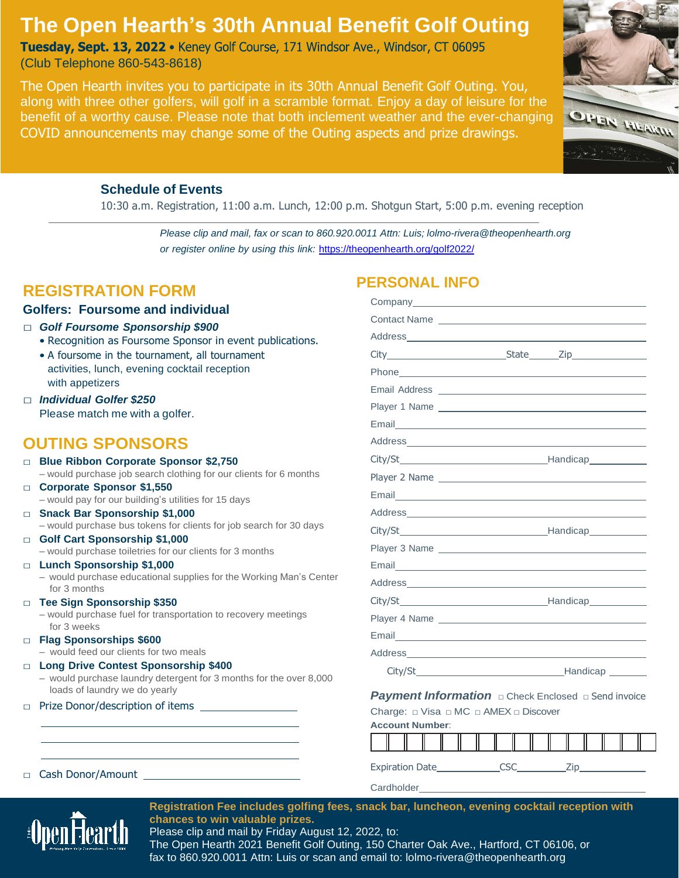# The Open Hearth's 30th Annual Benefit Golf Outing

**Tuesday, Sept. 13, 2022** • Keney Golf Course, 171 Windsor Ave., Windsor, CT 06095
(Club Telephone 860-543-8618)

The Open Hearth invites you to participate in its 30th Annual Benefit Golf Outing. You, along with three other golfers, will golf in a scramble format. Enjoy a day of leisure for the benefit of a worthy cause. Please note that both inclement weather and the ever-changing COVID announcements may change some of the Outing aspects and prize drawings.

### Schedule of Events

10:30 a.m. Registration, 11:00 a.m. Lunch, 12:00 p.m. Shotgun Start, 5:00 p.m. evening reception

*Please clip and mail, fax or scan to 860.920.0011 Attn: Luis; lolmo-rivera@theopenhearth.org or register online by using this link:* https://theopenhearth.org/golf2022/

## REGISTRATION FORM

### Golfers: Foursome and individual

- □ ***Golf Foursome Sponsorship $900***
  - Recognition as Foursome Sponsor in event publications.
  - A foursome in the tournament, all tournament activities, lunch, evening cocktail reception with appetizers
- □ ***Individual Golfer $250***
  Please match me with a golfer.

## OUTING SPONSORS

- □ **Blue Ribbon Corporate Sponsor $2,750**
  – would purchase job search clothing for our clients for 6 months
- □ **Corporate Sponsor $1,550**
  – would pay for our building's utilities for 15 days
- □ **Snack Bar Sponsorship $1,000**
  – would purchase bus tokens for clients for job search for 30 days
- □ **Golf Cart Sponsorship $1,000**
  – would purchase toiletries for our clients for 3 months
- □ **Lunch Sponsorship $1,000**
  – would purchase educational supplies for the Working Man's Center for 3 months
- □ **Tee Sign Sponsorship $350**
  – would purchase fuel for transportation to recovery meetings for 3 weeks
- □ **Flag Sponsorships $600**
  – would feed our clients for two meals
- □ **Long Drive Contest Sponsorship $400**
  – would purchase laundry detergent for 3 months for the over 8,000 loads of laundry we do yearly
- □ Prize Donor/description of items ______________
- □ Cash Donor/Amount ______________

## PERSONAL INFO

Company ______________

Contact Name ______________

Address ______________

City ______________ State ______ Zip ______________

Phone ______________

Email Address ______________

Player 1 Name ______________

Email ______________

Address ______________

City/St ______________ Handicap ______________

Player 2 Name ______________

Email ______________

Address ______________

City/St ______________ Handicap ______________

Player 3 Name ______________

Email ______________

Address ______________

City/St ______________ Handicap ______________

Player 4 Name ______________

Email ______________

Address ______________

City/St ______________ Handicap ______________

***Payment Information*** □ Check Enclosed □ Send invoice

Charge: □ Visa □ MC □ AMEX □ Discover

**Account Number**:

Expiration Date ______________ CSC ______________ Zip ______________

Cardholder ______________

**Registration Fee includes golfing fees, snack bar, luncheon, evening cocktail reception with chances to win valuable prizes.**

Please clip and mail by Friday August 12, 2022, to:
The Open Hearth 2021 Benefit Golf Outing, 150 Charter Oak Ave., Hartford, CT 06106, or fax to 860.920.0011 Attn: Luis or scan and email to: lolmo-rivera@theopenhearth.org